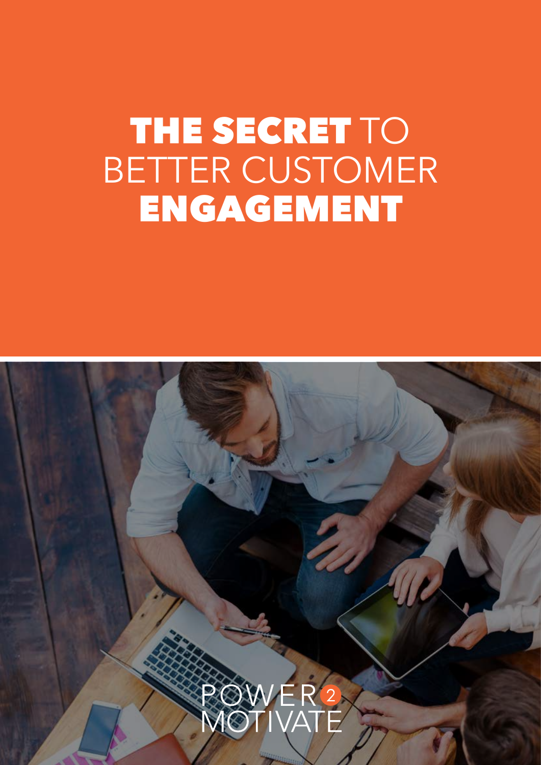# THE SECRET TO BETTER CUSTOMER ENGAGEMENT

POWER 2 MOTIVATE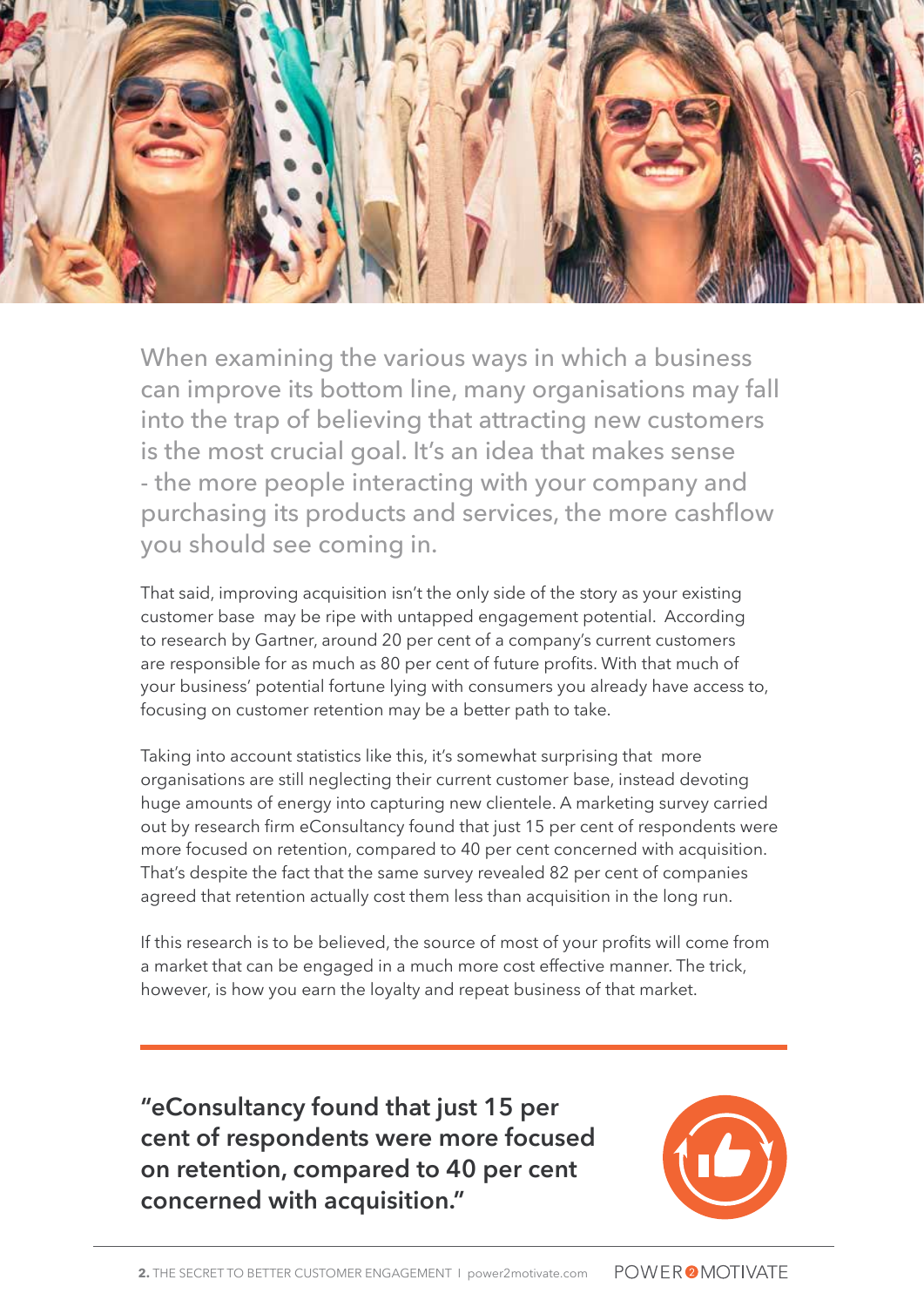When examining the various ways in which a business can improve its bottom line, many organisations may fall into the trap of believing that attracting new customers is the most crucial goal. It's an idea that makes sense - the more people interacting with your company and purchasing its products and services, the more cashflow you should see coming in.

That said, improving acquisition isn't the only side of the story as your existing customer base may be ripe with untapped engagement potential. According to research by Gartner, around 20 per cent of a company's current customers are responsible for as much as 80 per cent of future profits. With that much of your business' potential fortune lying with consumers you already have access to, focusing on customer retention may be a better path to take.

Taking into account statistics like this, it's somewhat surprising that more organisations are still neglecting their current customer base, instead devoting huge amounts of energy into capturing new clientele. A marketing survey carried out by research firm eConsultancy found that just 15 per cent of respondents were more focused on retention, compared to 40 per cent concerned with acquisition. That's despite the fact that the same survey revealed 82 per cent of companies agreed that retention actually cost them less than acquisition in the long run.

If this research is to be believed, the source of most of your profits will come from a market that can be engaged in a much more cost effective manner. The trick, however, is how you earn the loyalty and repeat business of that market.

**"eConsultancy found that just 15 per cent of respondents were more focused on retention, compared to 40 per cent concerned with acquisition."**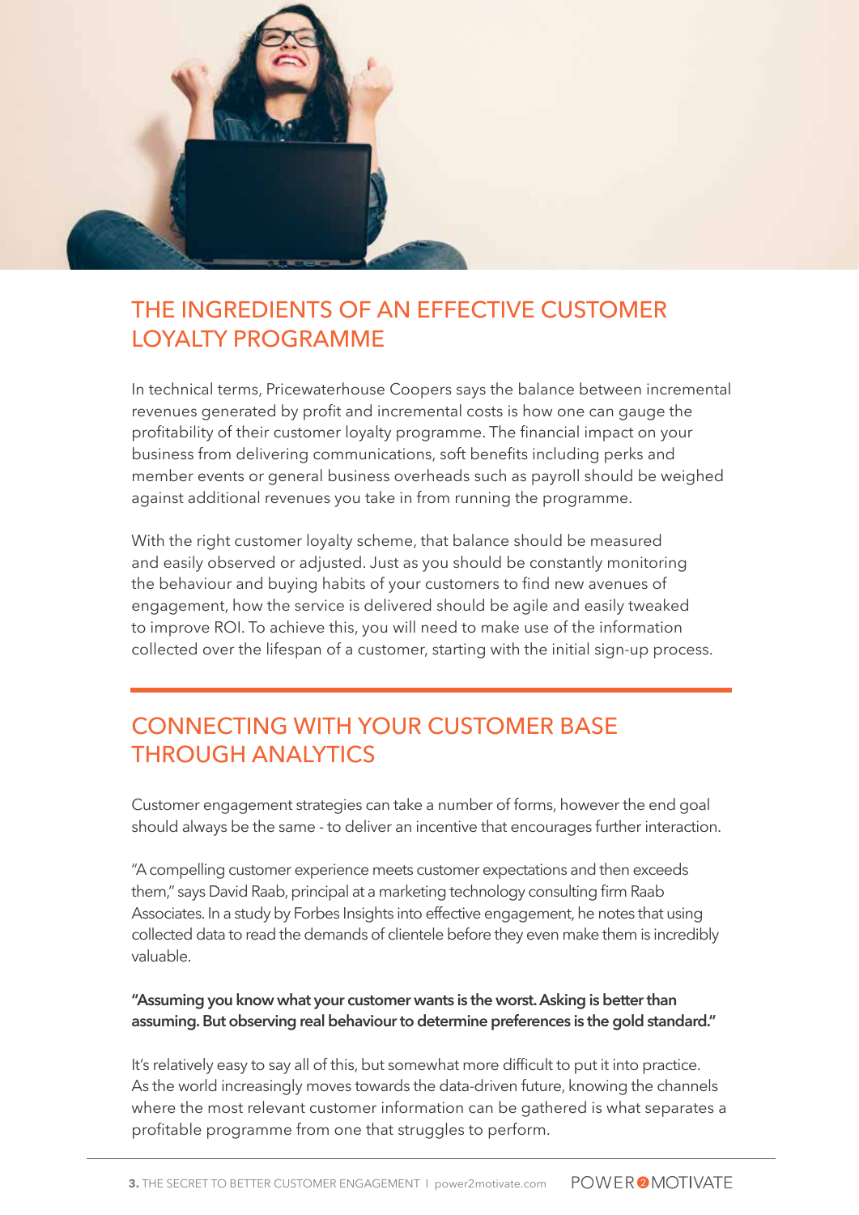## THE INGREDIENTS OF AN EFFECTIVE CUSTOMER LOYALTY PROGRAMME

In technical terms, Pricewaterhouse Coopers says the balance between incremental revenues generated by profit and incremental costs is how one can gauge the profitability of their customer loyalty programme. The financial impact on your business from delivering communications, soft benefits including perks and member events or general business overheads such as payroll should be weighed against additional revenues you take in from running the programme.

With the right customer loyalty scheme, that balance should be measured and easily observed or adjusted. Just as you should be constantly monitoring the behaviour and buying habits of your customers to find new avenues of engagement, how the service is delivered should be agile and easily tweaked to improve ROI. To achieve this, you will need to make use of the information collected over the lifespan of a customer, starting with the initial sign-up process.

## CONNECTING WITH YOUR CUSTOMER BASE THROUGH ANALYTICS

Customer engagement strategies can take a number of forms, however the end goal should always be the same - to deliver an incentive that encourages further interaction.

"A compelling customer experience meets customer expectations and then exceeds them," says David Raab, principal at a marketing technology consulting firm Raab Associates. In a study by Forbes Insights into effective engagement, he notes that using collected data to read the demands of clientele before they even make them is incredibly valuable.

**"Assuming you know what your customer wants is the worst. Asking is better than assuming. But observing real behaviour to determine preferences is the gold standard."**

It's relatively easy to say all of this, but somewhat more difficult to put it into practice. As the world increasingly moves towards the data-driven future, knowing the channels where the most relevant customer information can be gathered is what separates a profitable programme from one that struggles to perform.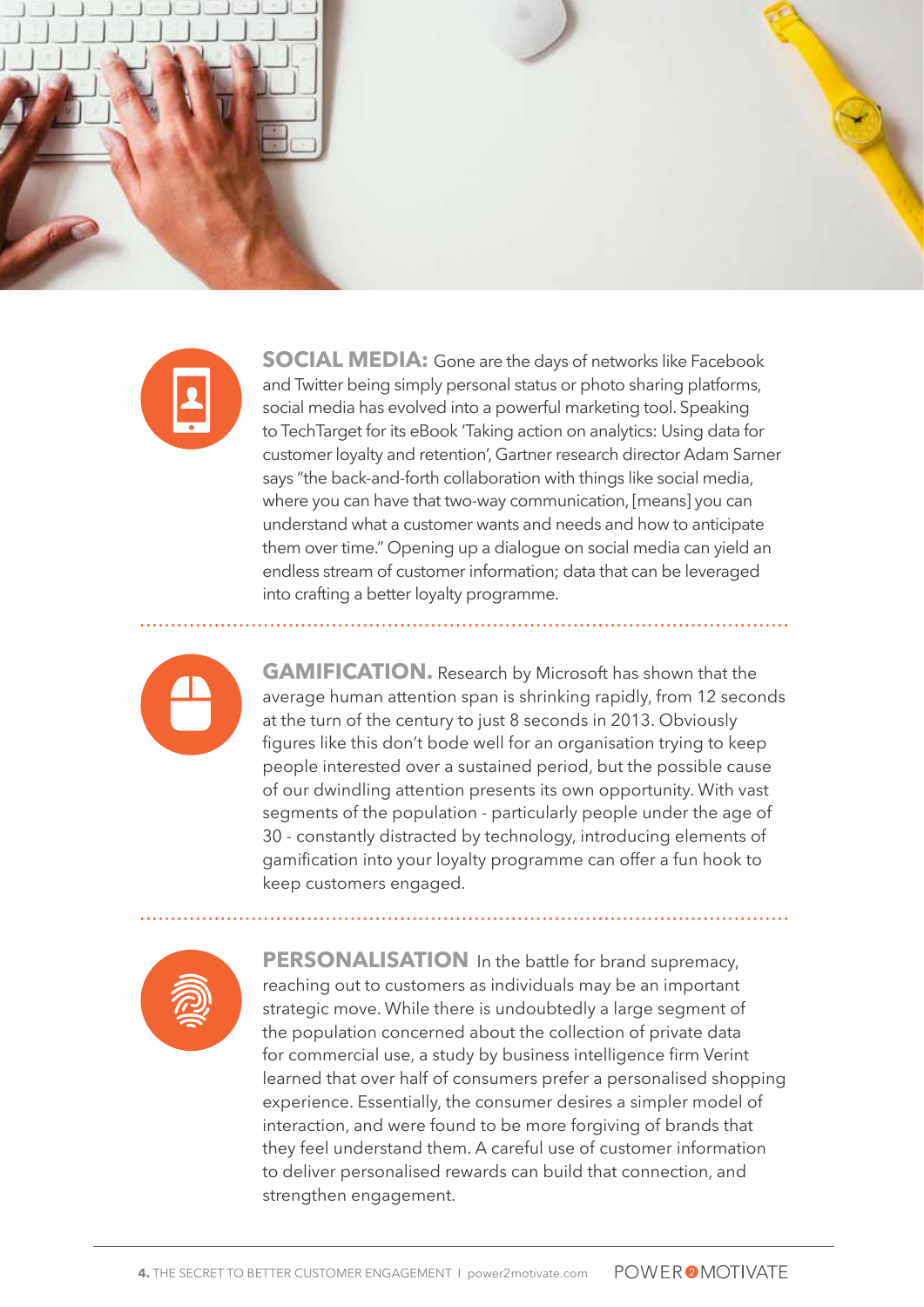**SOCIAL MEDIA:** Gone are the days of networks like Facebook and Twitter being simply personal status or photo sharing platforms, social media has evolved into a powerful marketing tool. Speaking to TechTarget for its eBook 'Taking action on analytics: Using data for customer loyalty and retention', Gartner research director Adam Sarner says "the back-and-forth collaboration with things like social media, where you can have that two-way communication, [means] you can understand what a customer wants and needs and how to anticipate them over time." Opening up a dialogue on social media can yield an endless stream of customer information; data that can be leveraged into crafting a better loyalty programme.

---

**GAMIFICATION.** Research by Microsoft has shown that the average human attention span is shrinking rapidly, from 12 seconds at the turn of the century to just 8 seconds in 2013. Obviously figures like this don't bode well for an organisation trying to keep people interested over a sustained period, but the possible cause of our dwindling attention presents its own opportunity. With vast segments of the population - particularly people under the age of 30 - constantly distracted by technology, introducing elements of gamification into your loyalty programme can offer a fun hook to keep customers engaged.

---

**PERSONALISATION**. In the battle for brand supremacy, reaching out to customers as individuals may be an important strategic move. While there is undoubtedly a large segment of the population concerned about the collection of private data for commercial use, a study by business intelligence firm Verint learned that over half of consumers prefer a personalised shopping experience. Essentially, the consumer desires a simpler model of interaction, and were found to be more forgiving of brands that they feel understand them. A careful use of customer information to deliver personalised rewards can build that connection, and strengthen engagement.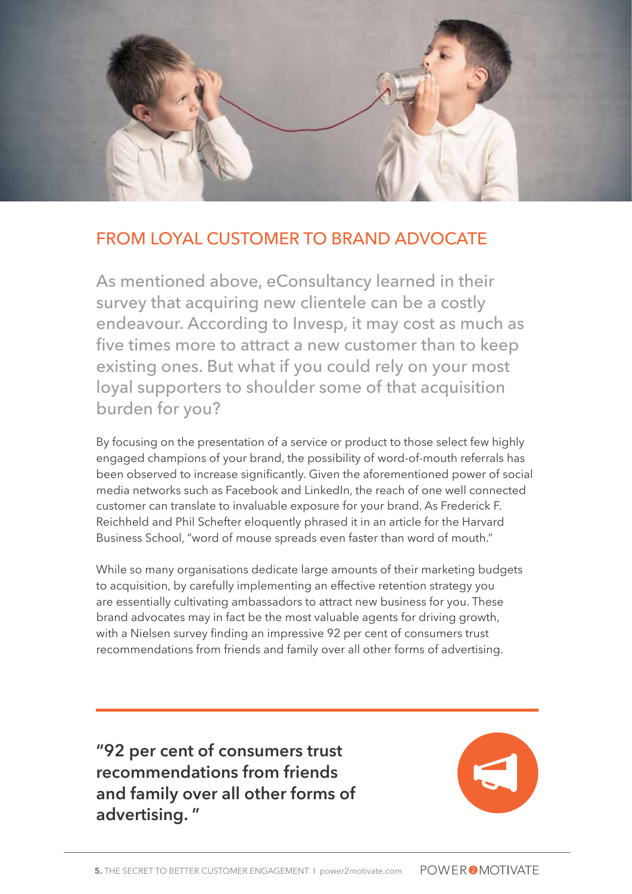## FROM LOYAL CUSTOMER TO BRAND ADVOCATE

As mentioned above, eConsultancy learned in their survey that acquiring new clientele can be a costly endeavour. According to Invesp, it may cost as much as five times more to attract a new customer than to keep existing ones. But what if you could rely on your most loyal supporters to shoulder some of that acquisition burden for you?

By focusing on the presentation of a service or product to those select few highly engaged champions of your brand, the possibility of word-of-mouth referrals has been observed to increase significantly. Given the aforementioned power of social media networks such as Facebook and LinkedIn, the reach of one well connected customer can translate to invaluable exposure for your brand. As Frederick F. Reichheld and Phil Schefter eloquently phrased it in an article for the Harvard Business School, "word of mouse spreads even faster than word of mouth."

While so many organisations dedicate large amounts of their marketing budgets to acquisition, by carefully implementing an effective retention strategy you are essentially cultivating ambassadors to attract new business for you. These brand advocates may in fact be the most valuable agents for driving growth, with a Nielsen survey finding an impressive 92 per cent of consumers trust recommendations from friends and family over all other forms of advertising.

**"92 per cent of consumers trust recommendations from friends and family over all other forms of advertising. "**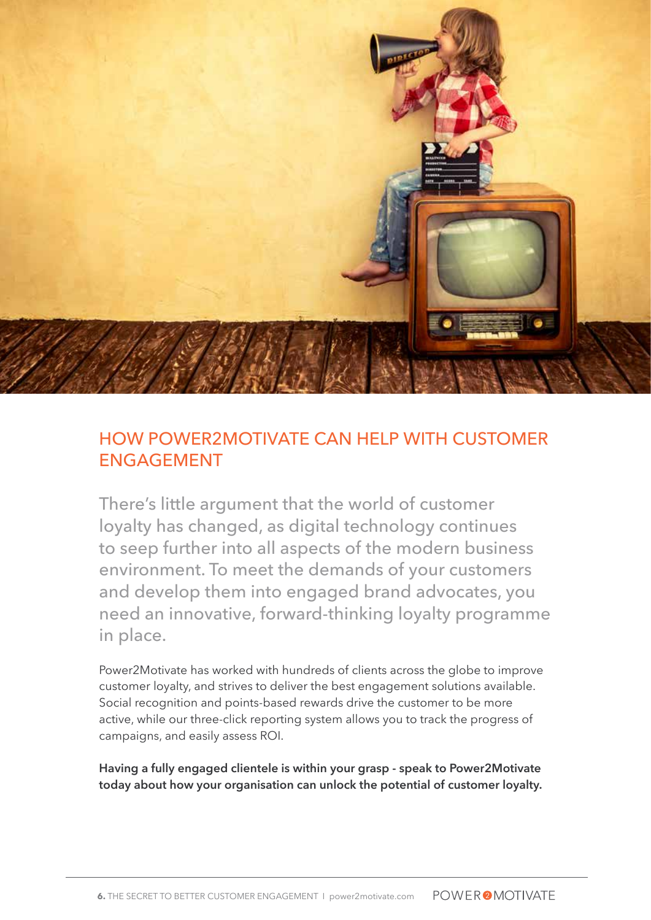## HOW POWER2MOTIVATE CAN HELP WITH CUSTOMER ENGAGEMENT

There's little argument that the world of customer loyalty has changed, as digital technology continues to seep further into all aspects of the modern business environment. To meet the demands of your customers and develop them into engaged brand advocates, you need an innovative, forward-thinking loyalty programme in place.

Power2Motivate has worked with hundreds of clients across the globe to improve customer loyalty, and strives to deliver the best engagement solutions available. Social recognition and points-based rewards drive the customer to be more active, while our three-click reporting system allows you to track the progress of campaigns, and easily assess ROI.

**Having a fully engaged clientele is within your grasp - speak to Power2Motivate today about how your organisation can unlock the potential of customer loyalty.**